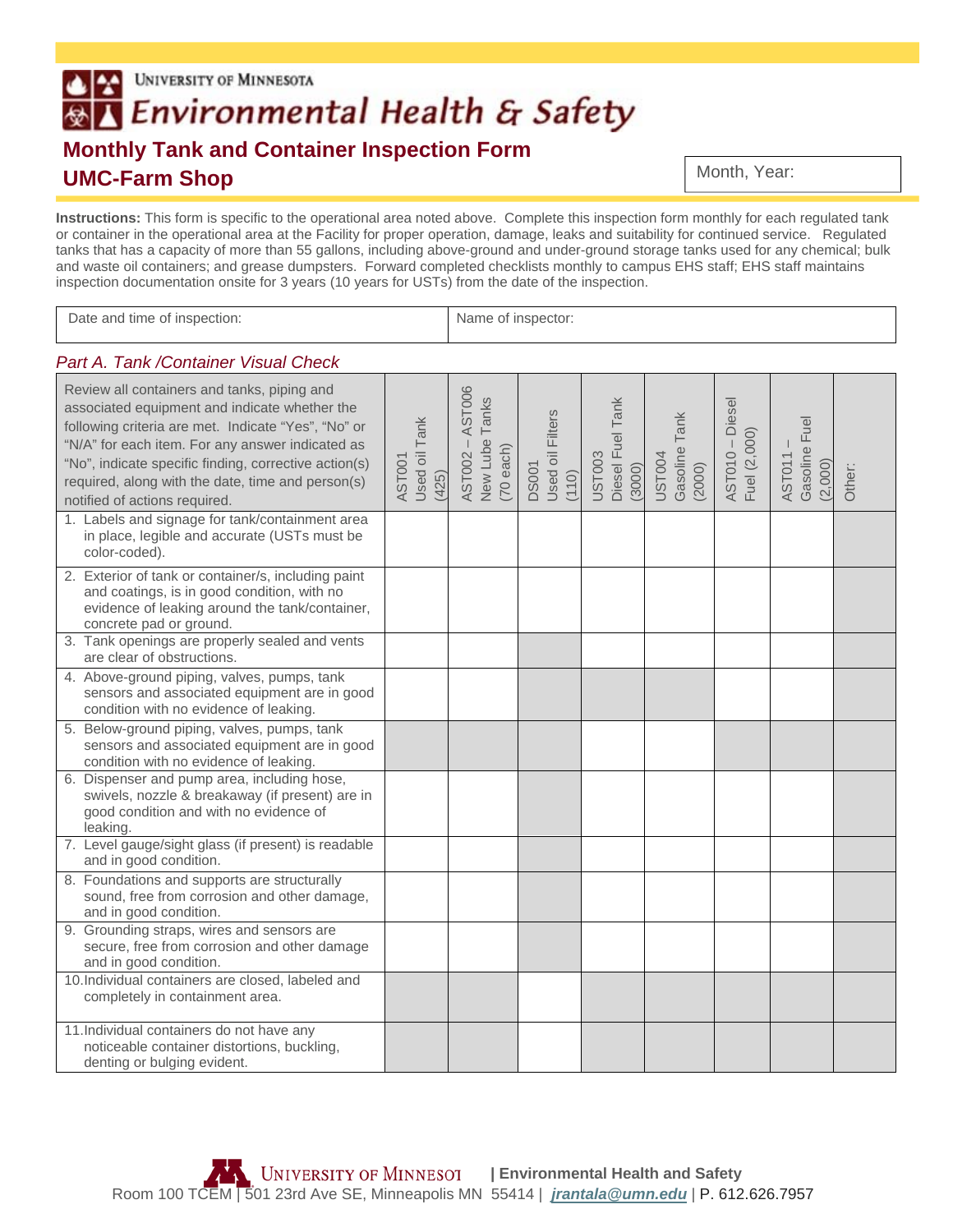UNIVERSITY OF MINNESOTA

# Environmental Health & Safety

## Monthly Tank and Container Inspection Form

## UMC-Farm Shop

| Month, Year: |
|---|

**Instructions:** This form is specific to the operational area noted above. Complete this inspection form monthly for each regulated tank or container in the operational area at the Facility for proper operation, damage, leaks and suitability for continued service. Regulated tanks that has a capacity of more than 55 gallons, including above-ground and under-ground storage tanks used for any chemical; bulk and waste oil containers; and grease dumpsters. Forward completed checklists monthly to campus EHS staff; EHS staff maintains inspection documentation onsite for 3 years (10 years for USTs) from the date of the inspection.

| Date and time of inspection: | Name of inspector: |
|---|---|

*Part A. Tank /Container Visual Check*

| Review all containers and tanks, piping and associated equipment and indicate whether the following criteria are met. Indicate "Yes", "No" or "N/A" for each item. For any answer indicated as "No", indicate specific finding, corrective action(s) required, along with the date, time and person(s) notified of actions required. | AST001 Used oil Tank (425) | AST002 – AST006 New Lube Tanks (70 each) | DS001 Used oil Filters (110) | UST003 Diesel Fuel Tank (3000) | UST004 Gasoline Tank (2000) | AST010 – Diesel Fuel (2,000) | AST011 – Gasoline Fuel (2,000) | Other: |
|---|---|---|---|---|---|---|---|---|
| 1. Labels and signage for tank/containment area in place, legible and accurate (USTs must be color-coded). | | | | | | | | |
| 2. Exterior of tank or container/s, including paint and coatings, is in good condition, with no evidence of leaking around the tank/container, concrete pad or ground. | | | | | | | | |
| 3. Tank openings are properly sealed and vents are clear of obstructions. | | | | | | | | |
| 4. Above-ground piping, valves, pumps, tank sensors and associated equipment are in good condition with no evidence of leaking. | | | | | | | | |
| 5. Below-ground piping, valves, pumps, tank sensors and associated equipment are in good condition with no evidence of leaking. | | | | | | | | |
| 6. Dispenser and pump area, including hose, swivels, nozzle & breakaway (if present) are in good condition and with no evidence of leaking. | | | | | | | | |
| 7. Level gauge/sight glass (if present) is readable and in good condition. | | | | | | | | |
| 8. Foundations and supports are structurally sound, free from corrosion and other damage, and in good condition. | | | | | | | | |
| 9. Grounding straps, wires and sensors are secure, free from corrosion and other damage and in good condition. | | | | | | | | |
| 10. Individual containers are closed, labeled and completely in containment area. | | | | | | | | |
| 11. Individual containers do not have any noticeable container distortions, buckling, denting or bulging evident. | | | | | | | | |

UNIVERSITY OF MINNESOTA | Environmental Health and Safety
Room 100 TCEM | 501 23rd Ave SE, Minneapolis MN 55414 | jrantala@umn.edu | P. 612.626.7957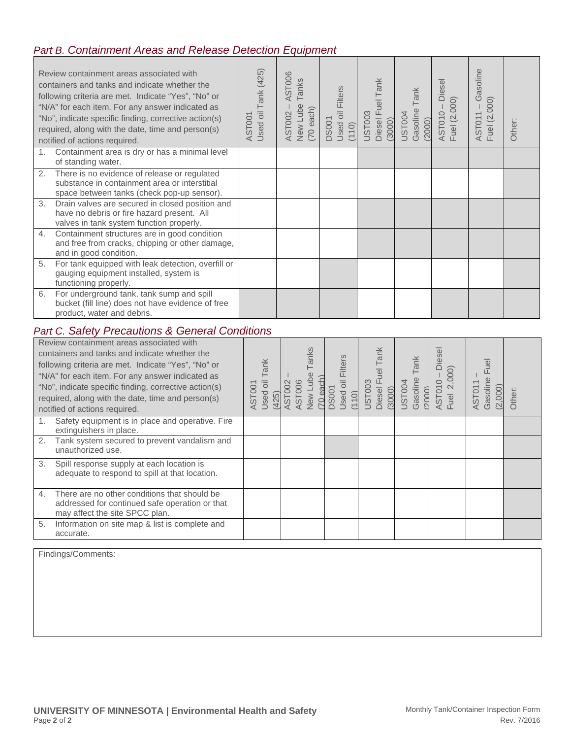## *Part B. Containment Areas and Release Detection Equipment*

| Review containment areas associated with containers and tanks and indicate whether the following criteria are met. Indicate "Yes", "No" or "N/A" for each item. For any answer indicated as "No", indicate specific finding, corrective action(s) required, along with the date, time and person(s) notified of actions required. | AST001 Used oil Tank (425) | AST002 – AST006 New Lube Tanks (70 each) | DS001 Used oil Filters (110) | UST003 Diesel Fuel Tank (3000) | UST004 Gasoline Tank (2000) | AST010 – Diesel Fuel (2,000) | AST011 – Gasoline Fuel (2,000) | Other: |
|---|---|---|---|---|---|---|---|---|
| 1. Containment area is dry or has a minimal level of standing water. | | | | | | | | |
| 2. There is no evidence of release or regulated substance in containment area or interstitial space between tanks (check pop-up sensor). | | | | | | | | |
| 3. Drain valves are secured in closed position and have no debris or fire hazard present. All valves in tank system function properly. | | | | | | | | |
| 4. Containment structures are in good condition and free from cracks, chipping or other damage, and in good condition. | | | | | | | | |
| 5. For tank equipped with leak detection, overfill or gauging equipment installed, system is functioning properly. | | | | | | | | |
| 6. For underground tank, tank sump and spill bucket (fill line) does not have evidence of free product, water and debris. | | | | | | | | |

## *Part C. Safety Precautions & General Conditions*

| Review containment areas associated with containers and tanks and indicate whether the following criteria are met. Indicate "Yes", "No" or "N/A" for each item. For any answer indicated as "No", indicate specific finding, corrective action(s) required, along with the date, time and person(s) notified of actions required. | AST001 Used oil Tank (425) | AST002 – AST006 New Lube Tanks (70 each) | DS001 Used oil Filters (110) | UST003 Diesel Fuel Tank (3000) | UST004 Gasoline Tank (2000) | AST010 – Diesel Fuel 2,000) | AST011 – Gasoline Fuel (2,000) | Other: |
|---|---|---|---|---|---|---|---|---|
| 1. Safety equipment is in place and operative. Fire extinguishers in place. | | | | | | | | |
| 2. Tank system secured to prevent vandalism and unauthorized use. | | | | | | | | |
| 3. Spill response supply at each location is adequate to respond to spill at that location. | | | | | | | | |
| 4. There are no other conditions that should be addressed for continued safe operation or that may affect the site SPCC plan. | | | | | | | | |
| 5. Information on site map & list is complete and accurate. | | | | | | | | |

Findings/Comments: